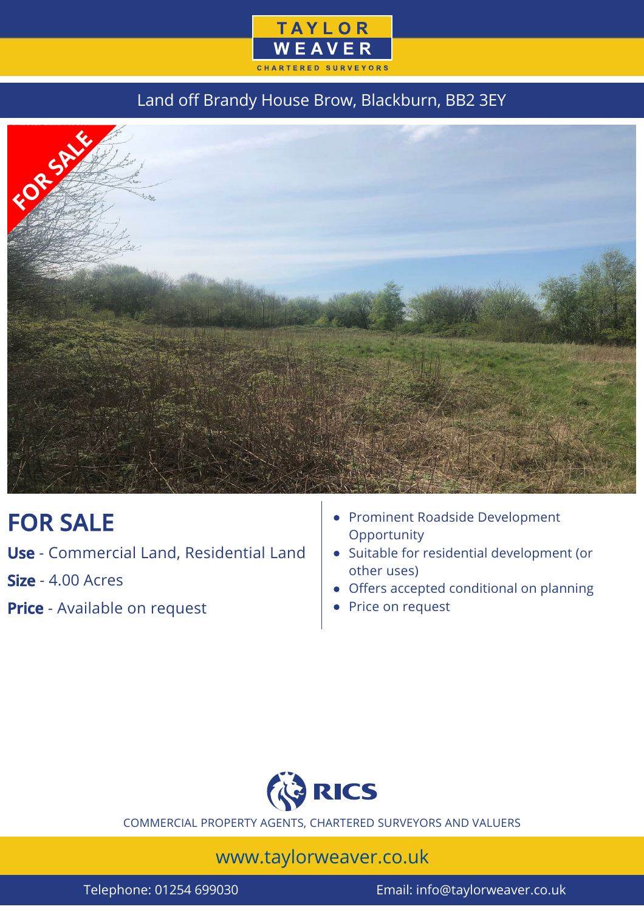TAYLOR WEAVER

CHARTERED SURVEYORS

# Land off Brandy House Brow, Blackburn, BB2 3EY

FOR SALE

## FOR SALE

**Use** - Commercial Land, Residential Land

**Size** - 4.00 Acres

**Price** - Available on request

- Prominent Roadside Development Opportunity
- Suitable for residential development (or other uses)
- Offers accepted conditional on planning
- Price on request

RICS

COMMERCIAL PROPERTY AGENTS, CHARTERED SURVEYORS AND VALUERS

www.taylorweaver.co.uk

Telephone: 01254 699030

Email: info@taylorweaver.co.uk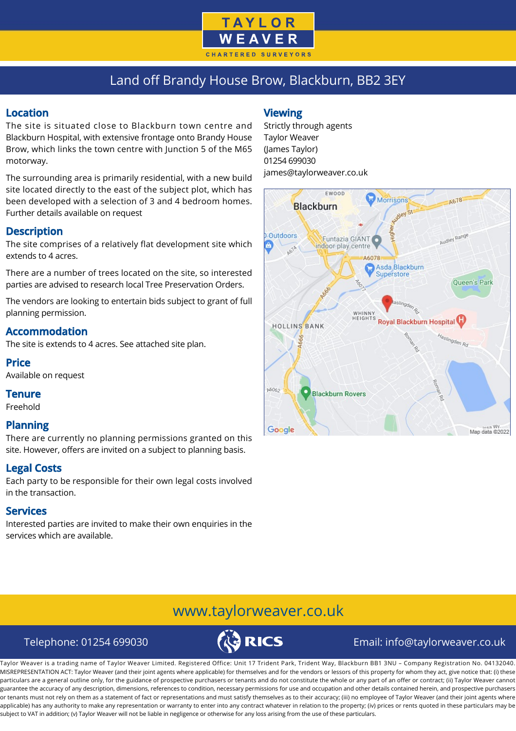# Land off Brandy House Brow, Blackburn, BB2 3EY

## Location

The site is situated close to Blackburn town centre and Blackburn Hospital, with extensive frontage onto Brandy House Brow, which links the town centre with Junction 5 of the M65 motorway.

The surrounding area is primarily residential, with a new build site located directly to the east of the subject plot, which has been developed with a selection of 3 and 4 bedroom homes. Further details available on request

## Description

The site comprises of a relatively flat development site which extends to 4 acres.

There are a number of trees located on the site, so interested parties are advised to research local Tree Preservation Orders.

The vendors are looking to entertain bids subject to grant of full planning permission.

## Accommodation

The site is extends to 4 acres. See attached site plan.

## Price

Available on request

## Tenure

Freehold

## Planning

There are currently no planning permissions granted on this site. However, offers are invited on a subject to planning basis.

## Legal Costs

Each party to be responsible for their own legal costs involved in the transaction.

## Services

Interested parties are invited to make their own enquiries in the services which are available.

## Viewing

Strictly through agents
Taylor Weaver
(James Taylor)
01254 699030
james@taylorweaver.co.uk

www.taylorweaver.co.uk

Telephone: 01254 699030

Email: info@taylorweaver.co.uk

Taylor Weaver is a trading name of Taylor Weaver Limited. Registered Office: Unit 17 Trident Park, Trident Way, Blackburn BB1 3NU – Company Registration No. 04132040. MISREPRESENTATION ACT: Taylor Weaver (and their joint agents where applicable) for themselves and for the vendors or lessors of this property for whom they act, give notice that: (i) these particulars are a general outline only, for the guidance of prospective purchasers or tenants and do not constitute the whole or any part of an offer or contract; (ii) Taylor Weaver cannot guarantee the accuracy of any description, dimensions, references to condition, necessary permissions for use and occupation and other details contained herein, and prospective purchasers or tenants must not rely on them as a statement of fact or representations and must satisfy themselves as to their accuracy; (iii) no employee of Taylor Weaver (and their joint agents where applicable) has any authority to make any representation or warranty to enter into any contract whatever in relation to the property; (iv) prices or rents quoted in these particulars may be subject to VAT in addition; (v) Taylor Weaver will not be liable in negligence or otherwise for any loss arising from the use of these particulars.